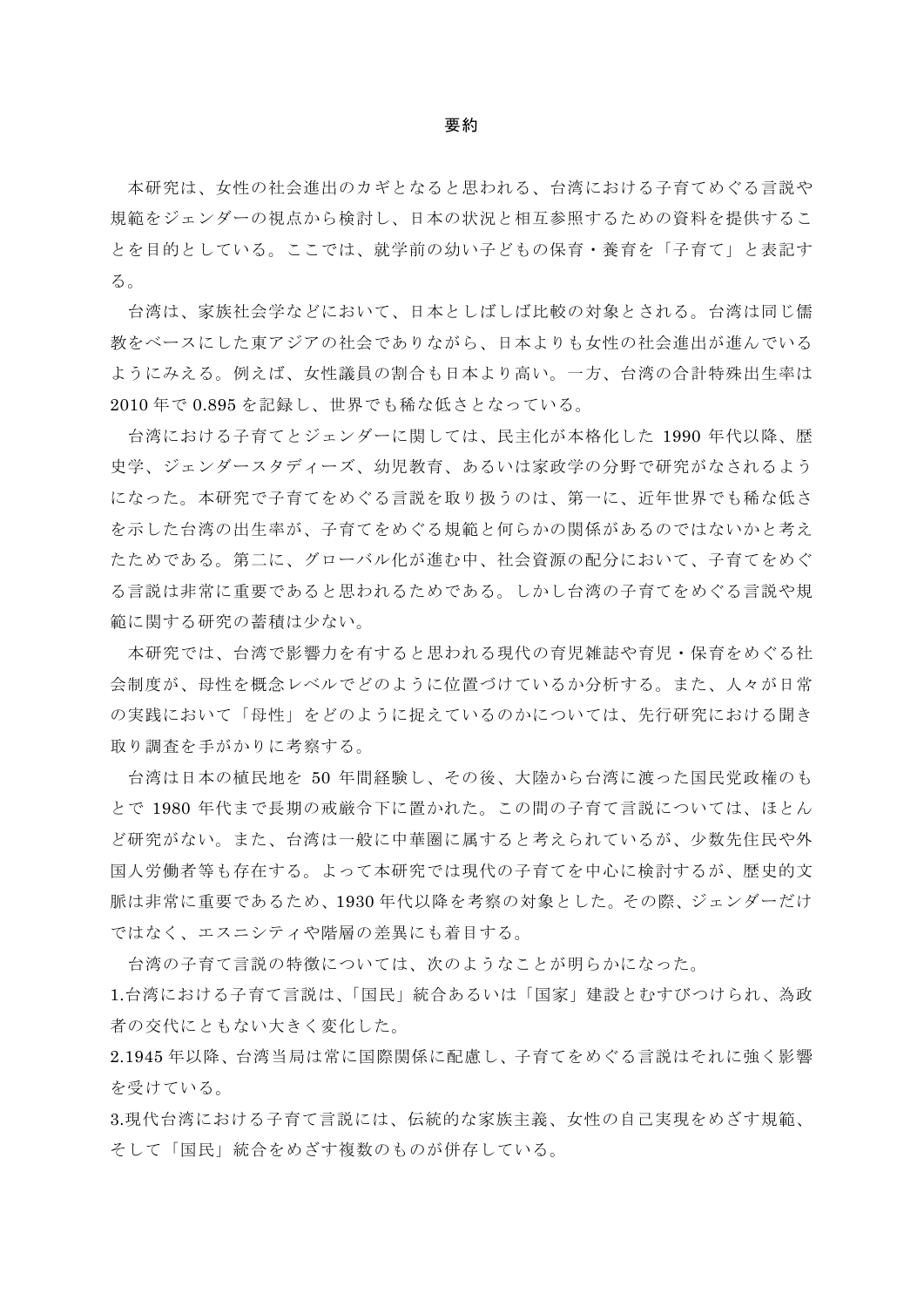# 要約

本研究は、女性の社会進出のカギとなると思われる、台湾における子育てめぐる言説や規範をジェンダーの視点から検討し、日本の状況と相互参照するための資料を提供することを目的としている。ここでは、就学前の幼い子どもの保育・養育を「子育て」と表記する。

台湾は、家族社会学などにおいて、日本としばしば比較の対象とされる。台湾は同じ儒教をベースにした東アジアの社会でありながら、日本よりも女性の社会進出が進んでいるようにみえる。例えば、女性議員の割合も日本より高い。一方、台湾の合計特殊出生率は 2010 年で 0.895 を記録し、世界でも稀な低さとなっている。

台湾における子育てとジェンダーに関しては、民主化が本格化した 1990 年代以降、歴史学、ジェンダースタディーズ、幼児教育、あるいは家政学の分野で研究がなされるようになった。本研究で子育てをめぐる言説を取り扱うのは、第一に、近年世界でも稀な低さを示した台湾の出生率が、子育てをめぐる規範と何らかの関係があるのではないかと考えたためである。第二に、グローバル化が進む中、社会資源の配分において、子育てをめぐる言説は非常に重要であると思われるためである。しかし台湾の子育てをめぐる言説や規範に関する研究の蓄積は少ない。

本研究では、台湾で影響力を有すると思われる現代の育児雑誌や育児・保育をめぐる社会制度が、母性を概念レベルでどのように位置づけているか分析する。また、人々が日常の実践において「母性」をどのように捉えているのかについては、先行研究における聞き取り調査を手がかりに考察する。

台湾は日本の植民地を 50 年間経験し、その後、大陸から台湾に渡った国民党政権のもとで 1980 年代まで長期の戒厳令下に置かれた。この間の子育て言説については、ほとんど研究がない。また、台湾は一般に中華圏に属すると考えられているが、少数先住民や外国人労働者等も存在する。よって本研究では現代の子育てを中心に検討するが、歴史的文脈は非常に重要であるため、1930 年代以降を考察の対象とした。その際、ジェンダーだけではなく、エスニシティや階層の差異にも着目する。

台湾の子育て言説の特徴については、次のようなことが明らかになった。

1.台湾における子育て言説は、「国民」統合あるいは「国家」建設とむすびつけられ、為政者の交代にともない大きく変化した。

2.1945 年以降、台湾当局は常に国際関係に配慮し、子育てをめぐる言説はそれに強く影響を受けている。

3.現代台湾における子育て言説には、伝統的な家族主義、女性の自己実現をめざす規範、そして「国民」統合をめざす複数のものが併存している。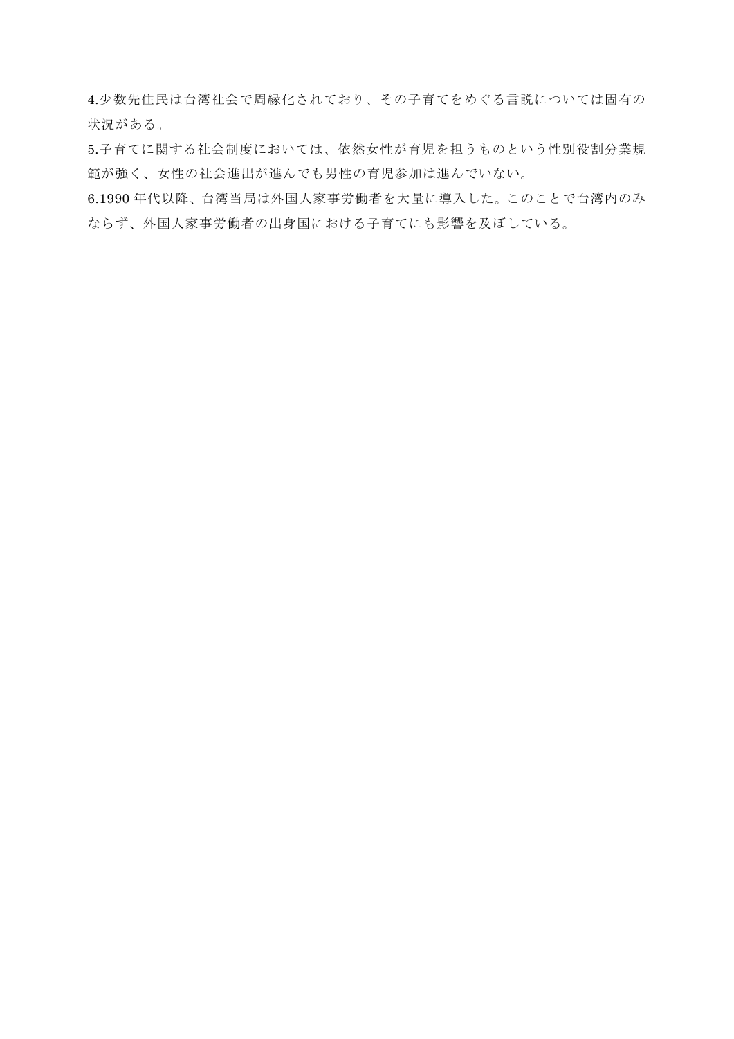4.少数先住民は台湾社会で周縁化されており、その子育てをめぐる言説については固有の状況がある。

5.子育てに関する社会制度においては、依然女性が育児を担うものという性別役割分業規範が強く、女性の社会進出が進んでも男性の育児参加は進んでいない。

6.1990 年代以降、台湾当局は外国人家事労働者を大量に導入した。このことで台湾内のみならず、外国人家事労働者の出身国における子育てにも影響を及ぼしている。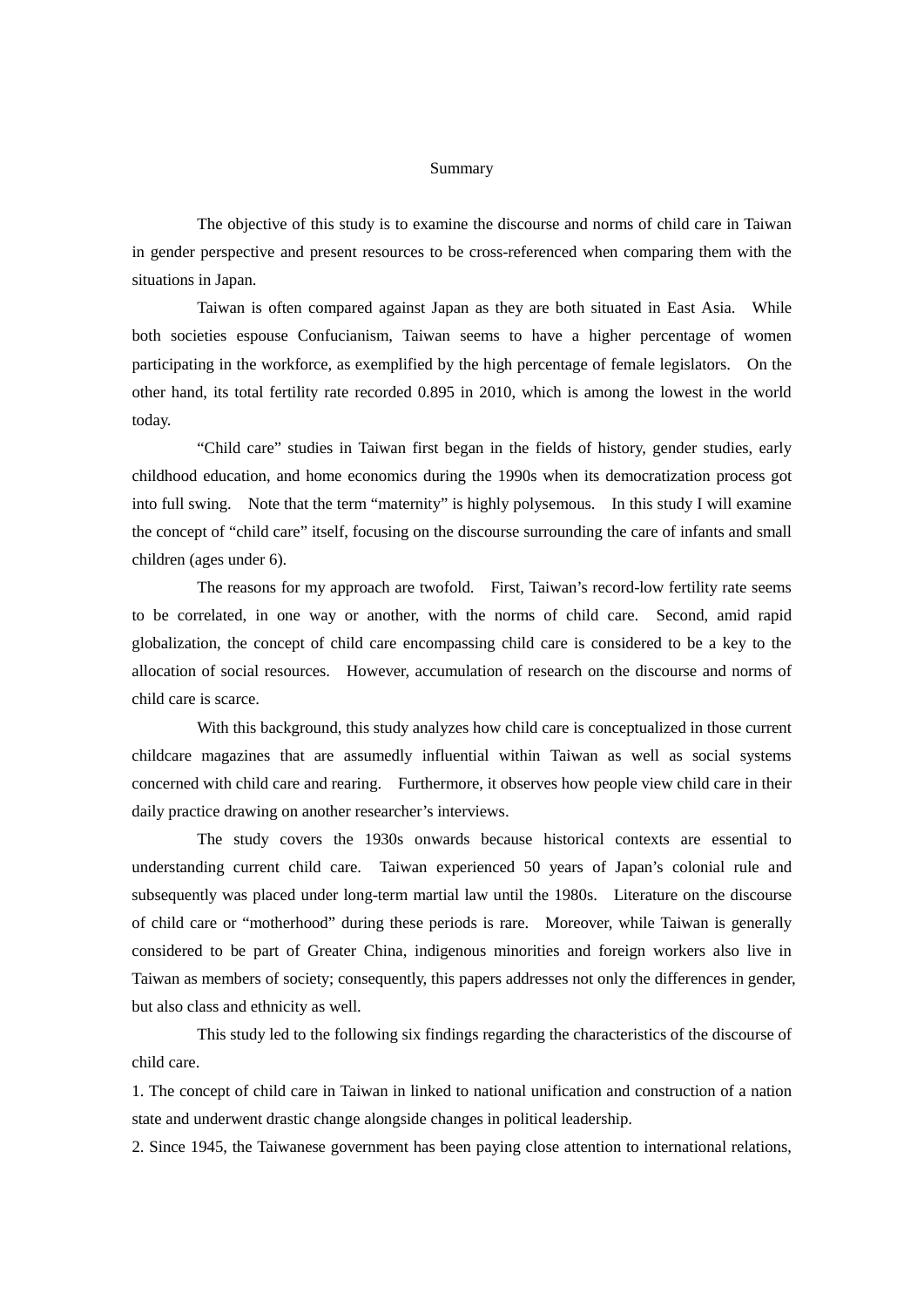# Summary

The objective of this study is to examine the discourse and norms of child care in Taiwan in gender perspective and present resources to be cross-referenced when comparing them with the situations in Japan.

Taiwan is often compared against Japan as they are both situated in East Asia. While both societies espouse Confucianism, Taiwan seems to have a higher percentage of women participating in the workforce, as exemplified by the high percentage of female legislators. On the other hand, its total fertility rate recorded 0.895 in 2010, which is among the lowest in the world today.

"Child care" studies in Taiwan first began in the fields of history, gender studies, early childhood education, and home economics during the 1990s when its democratization process got into full swing. Note that the term "maternity" is highly polysemous. In this study I will examine the concept of "child care" itself, focusing on the discourse surrounding the care of infants and small children (ages under 6).

The reasons for my approach are twofold. First, Taiwan's record-low fertility rate seems to be correlated, in one way or another, with the norms of child care. Second, amid rapid globalization, the concept of child care encompassing child care is considered to be a key to the allocation of social resources. However, accumulation of research on the discourse and norms of child care is scarce.

With this background, this study analyzes how child care is conceptualized in those current childcare magazines that are assumedly influential within Taiwan as well as social systems concerned with child care and rearing. Furthermore, it observes how people view child care in their daily practice drawing on another researcher's interviews.

The study covers the 1930s onwards because historical contexts are essential to understanding current child care. Taiwan experienced 50 years of Japan's colonial rule and subsequently was placed under long-term martial law until the 1980s. Literature on the discourse of child care or "motherhood" during these periods is rare. Moreover, while Taiwan is generally considered to be part of Greater China, indigenous minorities and foreign workers also live in Taiwan as members of society; consequently, this papers addresses not only the differences in gender, but also class and ethnicity as well.

This study led to the following six findings regarding the characteristics of the discourse of child care.

1. The concept of child care in Taiwan in linked to national unification and construction of a nation state and underwent drastic change alongside changes in political leadership.
2. Since 1945, the Taiwanese government has been paying close attention to international relations,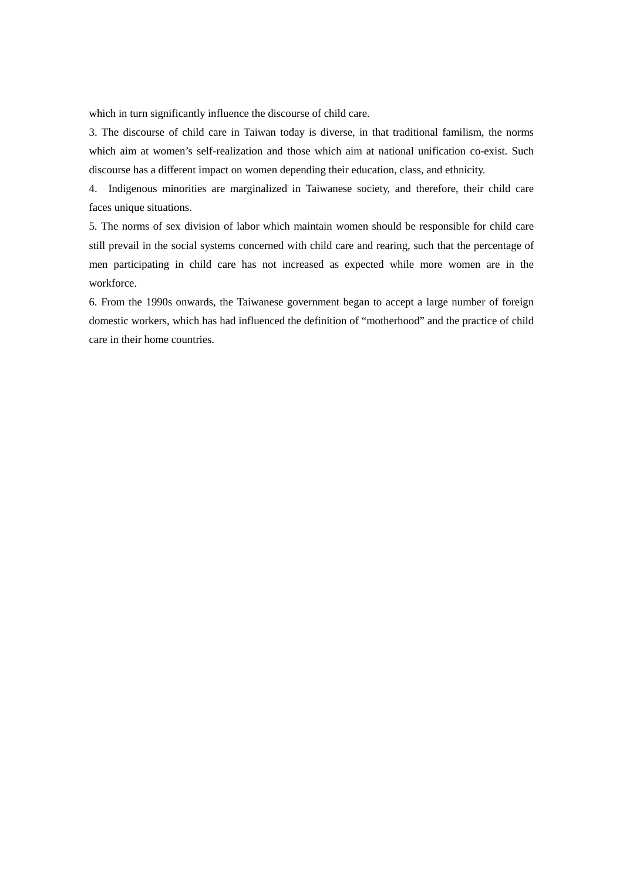which in turn significantly influence the discourse of child care.

3. The discourse of child care in Taiwan today is diverse, in that traditional familism, the norms which aim at women's self-realization and those which aim at national unification co-exist. Such discourse has a different impact on women depending their education, class, and ethnicity.

4. Indigenous minorities are marginalized in Taiwanese society, and therefore, their child care faces unique situations.

5. The norms of sex division of labor which maintain women should be responsible for child care still prevail in the social systems concerned with child care and rearing, such that the percentage of men participating in child care has not increased as expected while more women are in the workforce.

6. From the 1990s onwards, the Taiwanese government began to accept a large number of foreign domestic workers, which has had influenced the definition of "motherhood" and the practice of child care in their home countries.